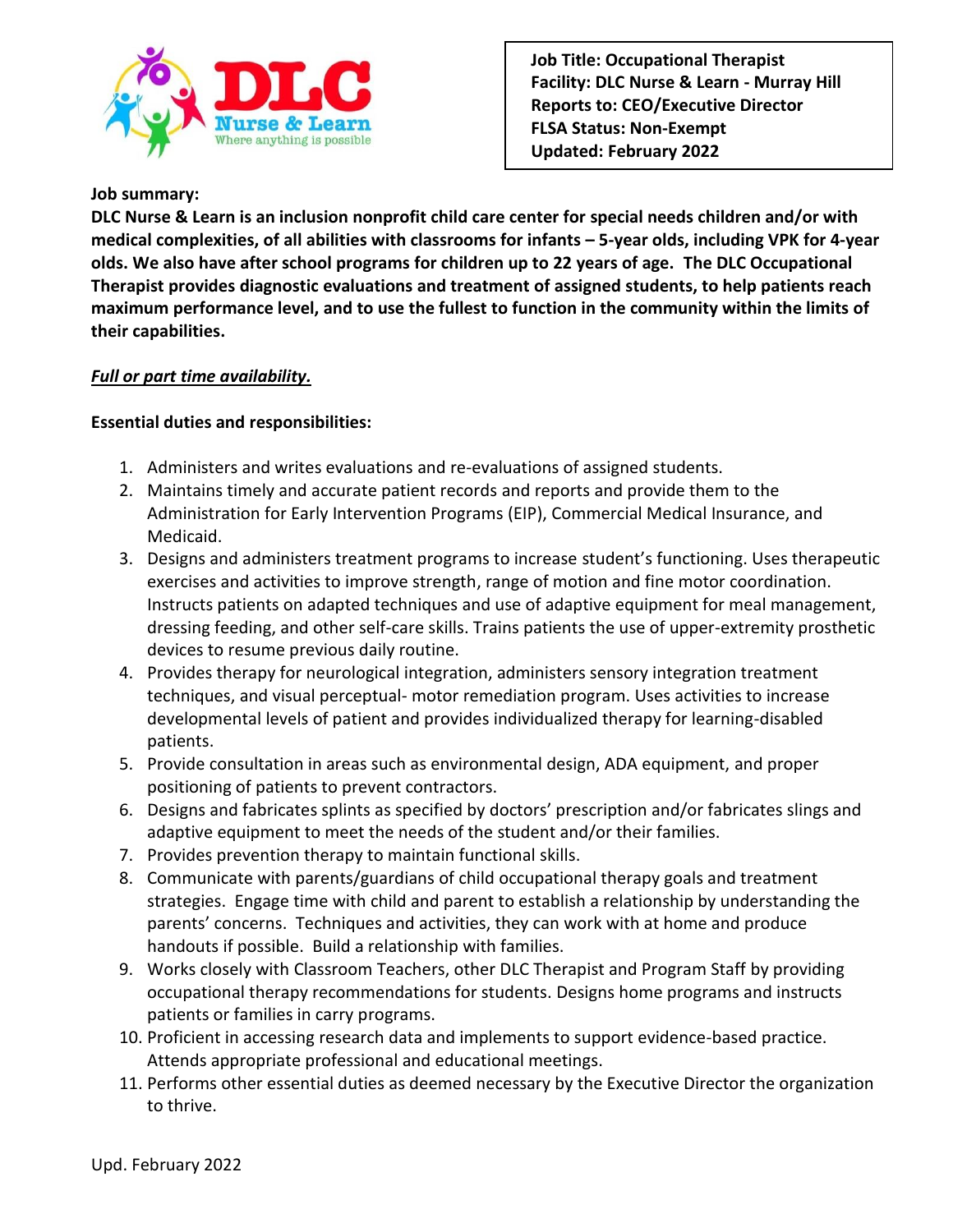**Job Title: Occupational Therapist**
**Facility: DLC Nurse & Learn - Murray Hill**
**Reports to: CEO/Executive Director**
**FLSA Status: Non-Exempt**
**Updated: February 2022**

**Job summary:**

**DLC Nurse & Learn is an inclusion nonprofit child care center for special needs children and/or with medical complexities, of all abilities with classrooms for infants – 5-year olds, including VPK for 4-year olds. We also have after school programs for children up to 22 years of age. The DLC Occupational Therapist provides diagnostic evaluations and treatment of assigned students, to help patients reach maximum performance level, and to use the fullest to function in the community within the limits of their capabilities.**

***Full or part time availability.***

**Essential duties and responsibilities:**

1. Administers and writes evaluations and re-evaluations of assigned students.
2. Maintains timely and accurate patient records and reports and provide them to the Administration for Early Intervention Programs (EIP), Commercial Medical Insurance, and Medicaid.
3. Designs and administers treatment programs to increase student's functioning. Uses therapeutic exercises and activities to improve strength, range of motion and fine motor coordination. Instructs patients on adapted techniques and use of adaptive equipment for meal management, dressing feeding, and other self-care skills. Trains patients the use of upper-extremity prosthetic devices to resume previous daily routine.
4. Provides therapy for neurological integration, administers sensory integration treatment techniques, and visual perceptual- motor remediation program. Uses activities to increase developmental levels of patient and provides individualized therapy for learning-disabled patients.
5. Provide consultation in areas such as environmental design, ADA equipment, and proper positioning of patients to prevent contractors.
6. Designs and fabricates splints as specified by doctors' prescription and/or fabricates slings and adaptive equipment to meet the needs of the student and/or their families.
7. Provides prevention therapy to maintain functional skills.
8. Communicate with parents/guardians of child occupational therapy goals and treatment strategies. Engage time with child and parent to establish a relationship by understanding the parents' concerns. Techniques and activities, they can work with at home and produce handouts if possible. Build a relationship with families.
9. Works closely with Classroom Teachers, other DLC Therapist and Program Staff by providing occupational therapy recommendations for students. Designs home programs and instructs patients or families in carry programs.
10. Proficient in accessing research data and implements to support evidence-based practice. Attends appropriate professional and educational meetings.
11. Performs other essential duties as deemed necessary by the Executive Director the organization to thrive.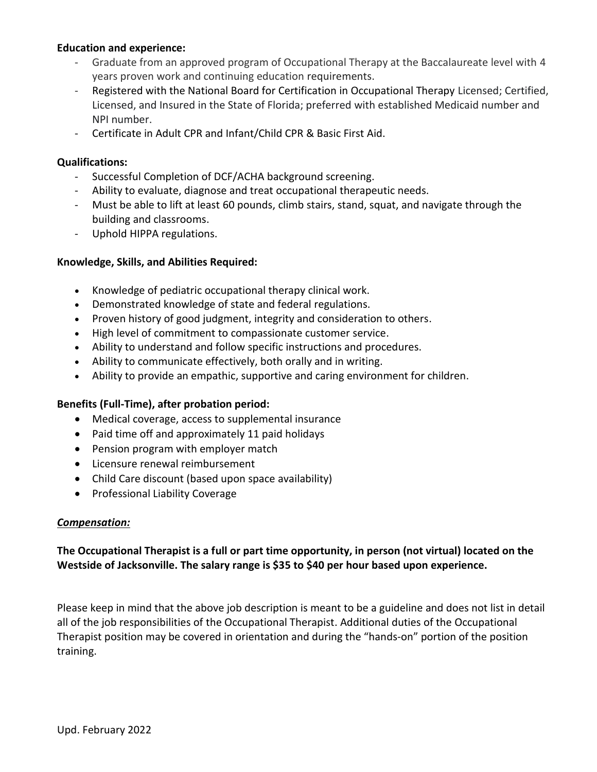**Education and experience:**

- Graduate from an approved program of Occupational Therapy at the Baccalaureate level with 4 years proven work and continuing education requirements.
- Registered with the National Board for Certification in Occupational Therapy Licensed; Certified, Licensed, and Insured in the State of Florida; preferred with established Medicaid number and NPI number.
- Certificate in Adult CPR and Infant/Child CPR & Basic First Aid.

**Qualifications:**

- Successful Completion of DCF/ACHA background screening.
- Ability to evaluate, diagnose and treat occupational therapeutic needs.
- Must be able to lift at least 60 pounds, climb stairs, stand, squat, and navigate through the building and classrooms.
- Uphold HIPPA regulations.

**Knowledge, Skills, and Abilities Required:**

- Knowledge of pediatric occupational therapy clinical work.
- Demonstrated knowledge of state and federal regulations.
- Proven history of good judgment, integrity and consideration to others.
- High level of commitment to compassionate customer service.
- Ability to understand and follow specific instructions and procedures.
- Ability to communicate effectively, both orally and in writing.
- Ability to provide an empathic, supportive and caring environment for children.

**Benefits (Full-Time), after probation period:**

- Medical coverage, access to supplemental insurance
- Paid time off and approximately 11 paid holidays
- Pension program with employer match
- Licensure renewal reimbursement
- Child Care discount (based upon space availability)
- Professional Liability Coverage

***Compensation:***

**The Occupational Therapist is a full or part time opportunity, in person (not virtual) located on the Westside of Jacksonville. The salary range is $35 to $40 per hour based upon experience.**

Please keep in mind that the above job description is meant to be a guideline and does not list in detail all of the job responsibilities of the Occupational Therapist. Additional duties of the Occupational Therapist position may be covered in orientation and during the "hands-on" portion of the position training.

Upd. February 2022